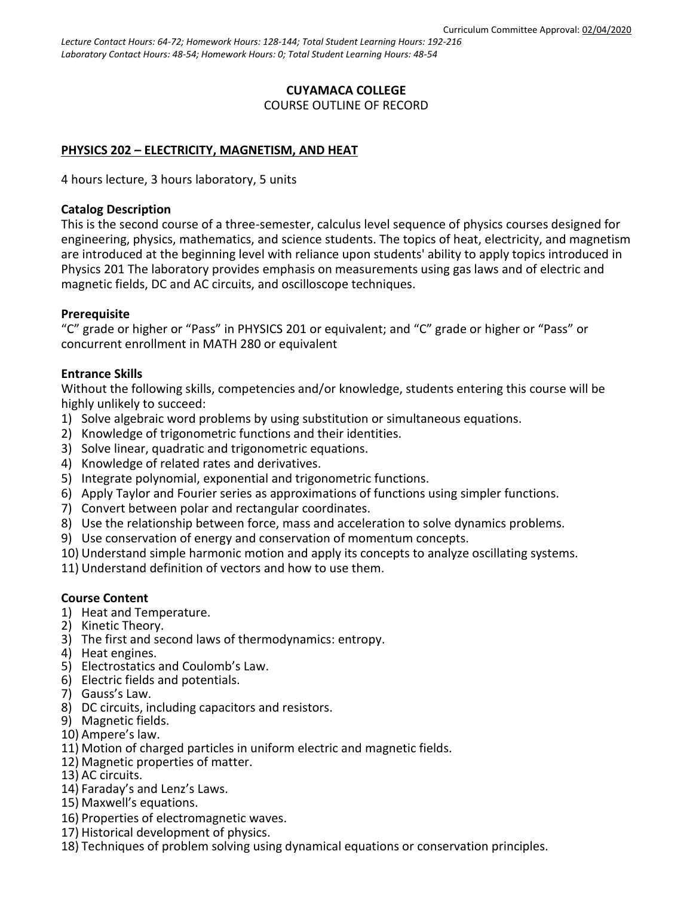Curriculum Committee Approval: 02/04/2020

*Lecture Contact Hours: 64-72; Homework Hours: 128-144; Total Student Learning Hours: 192-216*
*Laboratory Contact Hours: 48-54; Homework Hours: 0; Total Student Learning Hours: 48-54*

**CUYAMACA COLLEGE**
COURSE OUTLINE OF RECORD

## PHYSICS 202 – ELECTRICITY, MAGNETISM, AND HEAT

4 hours lecture, 3 hours laboratory, 5 units

### Catalog Description

This is the second course of a three-semester, calculus level sequence of physics courses designed for engineering, physics, mathematics, and science students. The topics of heat, electricity, and magnetism are introduced at the beginning level with reliance upon students' ability to apply topics introduced in Physics 201 The laboratory provides emphasis on measurements using gas laws and of electric and magnetic fields, DC and AC circuits, and oscilloscope techniques.

### Prerequisite

"C" grade or higher or "Pass" in PHYSICS 201 or equivalent; and "C" grade or higher or "Pass" or concurrent enrollment in MATH 280 or equivalent

### Entrance Skills

Without the following skills, competencies and/or knowledge, students entering this course will be highly unlikely to succeed:

1) Solve algebraic word problems by using substitution or simultaneous equations.
2) Knowledge of trigonometric functions and their identities.
3) Solve linear, quadratic and trigonometric equations.
4) Knowledge of related rates and derivatives.
5) Integrate polynomial, exponential and trigonometric functions.
6) Apply Taylor and Fourier series as approximations of functions using simpler functions.
7) Convert between polar and rectangular coordinates.
8) Use the relationship between force, mass and acceleration to solve dynamics problems.
9) Use conservation of energy and conservation of momentum concepts.
10) Understand simple harmonic motion and apply its concepts to analyze oscillating systems.
11) Understand definition of vectors and how to use them.

### Course Content

1) Heat and Temperature.
2) Kinetic Theory.
3) The first and second laws of thermodynamics: entropy.
4) Heat engines.
5) Electrostatics and Coulomb's Law.
6) Electric fields and potentials.
7) Gauss's Law.
8) DC circuits, including capacitors and resistors.
9) Magnetic fields.
10) Ampere's law.
11) Motion of charged particles in uniform electric and magnetic fields.
12) Magnetic properties of matter.
13) AC circuits.
14) Faraday's and Lenz's Laws.
15) Maxwell's equations.
16) Properties of electromagnetic waves.
17) Historical development of physics.
18) Techniques of problem solving using dynamical equations or conservation principles.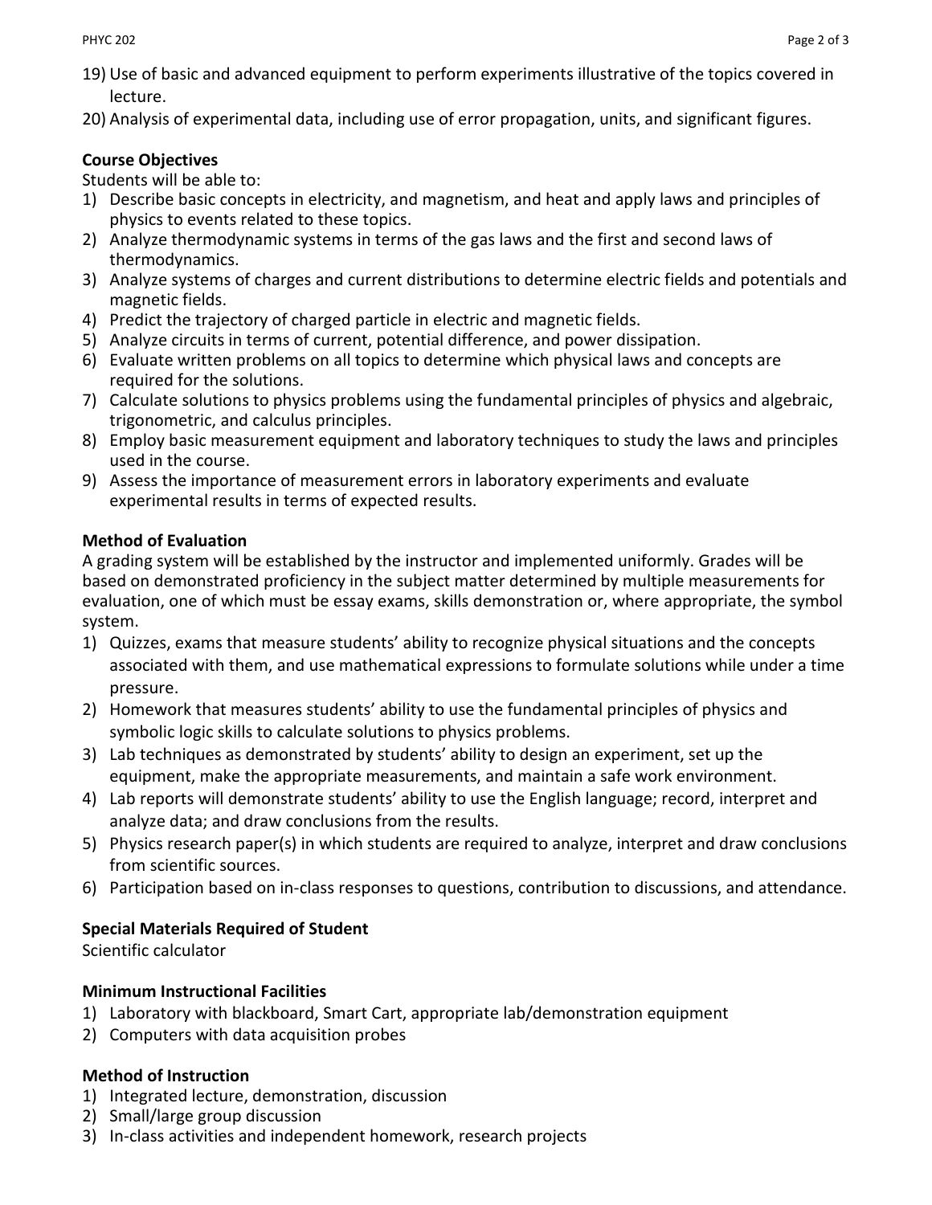19) Use of basic and advanced equipment to perform experiments illustrative of the topics covered in lecture.
20) Analysis of experimental data, including use of error propagation, units, and significant figures.

**Course Objectives**

Students will be able to:

1) Describe basic concepts in electricity, and magnetism, and heat and apply laws and principles of physics to events related to these topics.
2) Analyze thermodynamic systems in terms of the gas laws and the first and second laws of thermodynamics.
3) Analyze systems of charges and current distributions to determine electric fields and potentials and magnetic fields.
4) Predict the trajectory of charged particle in electric and magnetic fields.
5) Analyze circuits in terms of current, potential difference, and power dissipation.
6) Evaluate written problems on all topics to determine which physical laws and concepts are required for the solutions.
7) Calculate solutions to physics problems using the fundamental principles of physics and algebraic, trigonometric, and calculus principles.
8) Employ basic measurement equipment and laboratory techniques to study the laws and principles used in the course.
9) Assess the importance of measurement errors in laboratory experiments and evaluate experimental results in terms of expected results.

**Method of Evaluation**

A grading system will be established by the instructor and implemented uniformly. Grades will be based on demonstrated proficiency in the subject matter determined by multiple measurements for evaluation, one of which must be essay exams, skills demonstration or, where appropriate, the symbol system.

1) Quizzes, exams that measure students' ability to recognize physical situations and the concepts associated with them, and use mathematical expressions to formulate solutions while under a time pressure.
2) Homework that measures students' ability to use the fundamental principles of physics and symbolic logic skills to calculate solutions to physics problems.
3) Lab techniques as demonstrated by students' ability to design an experiment, set up the equipment, make the appropriate measurements, and maintain a safe work environment.
4) Lab reports will demonstrate students' ability to use the English language; record, interpret and analyze data; and draw conclusions from the results.
5) Physics research paper(s) in which students are required to analyze, interpret and draw conclusions from scientific sources.
6) Participation based on in-class responses to questions, contribution to discussions, and attendance.

**Special Materials Required of Student**

Scientific calculator

**Minimum Instructional Facilities**

1) Laboratory with blackboard, Smart Cart, appropriate lab/demonstration equipment
2) Computers with data acquisition probes

**Method of Instruction**

1) Integrated lecture, demonstration, discussion
2) Small/large group discussion
3) In-class activities and independent homework, research projects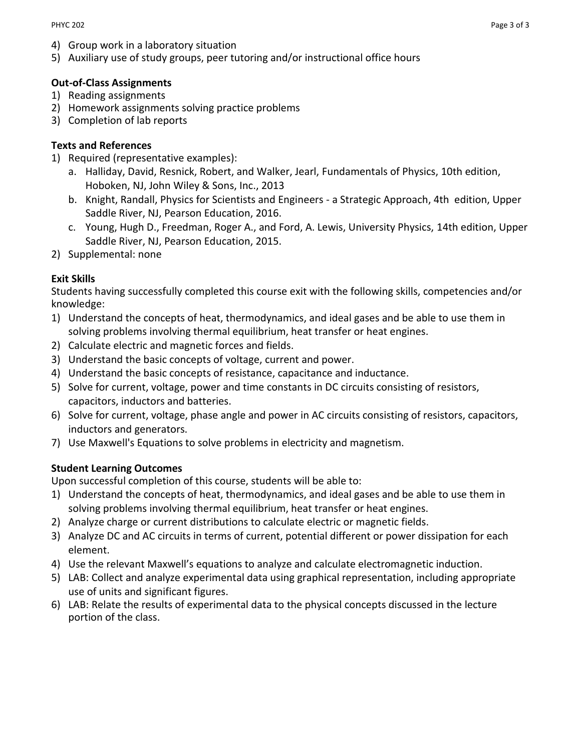4) Group work in a laboratory situation
5) Auxiliary use of study groups, peer tutoring and/or instructional office hours

**Out-of-Class Assignments**

1) Reading assignments
2) Homework assignments solving practice problems
3) Completion of lab reports

**Texts and References**

1) Required (representative examples):
    a. Halliday, David, Resnick, Robert, and Walker, Jearl, Fundamentals of Physics, 10th edition, Hoboken, NJ, John Wiley & Sons, Inc., 2013
    b. Knight, Randall, Physics for Scientists and Engineers - a Strategic Approach, 4th edition, Upper Saddle River, NJ, Pearson Education, 2016.
    c. Young, Hugh D., Freedman, Roger A., and Ford, A. Lewis, University Physics, 14th edition, Upper Saddle River, NJ, Pearson Education, 2015.
2) Supplemental: none

**Exit Skills**

Students having successfully completed this course exit with the following skills, competencies and/or knowledge:

1) Understand the concepts of heat, thermodynamics, and ideal gases and be able to use them in solving problems involving thermal equilibrium, heat transfer or heat engines.
2) Calculate electric and magnetic forces and fields.
3) Understand the basic concepts of voltage, current and power.
4) Understand the basic concepts of resistance, capacitance and inductance.
5) Solve for current, voltage, power and time constants in DC circuits consisting of resistors, capacitors, inductors and batteries.
6) Solve for current, voltage, phase angle and power in AC circuits consisting of resistors, capacitors, inductors and generators.
7) Use Maxwell's Equations to solve problems in electricity and magnetism.

**Student Learning Outcomes**

Upon successful completion of this course, students will be able to:

1) Understand the concepts of heat, thermodynamics, and ideal gases and be able to use them in solving problems involving thermal equilibrium, heat transfer or heat engines.
2) Analyze charge or current distributions to calculate electric or magnetic fields.
3) Analyze DC and AC circuits in terms of current, potential different or power dissipation for each element.
4) Use the relevant Maxwell's equations to analyze and calculate electromagnetic induction.
5) LAB: Collect and analyze experimental data using graphical representation, including appropriate use of units and significant figures.
6) LAB: Relate the results of experimental data to the physical concepts discussed in the lecture portion of the class.